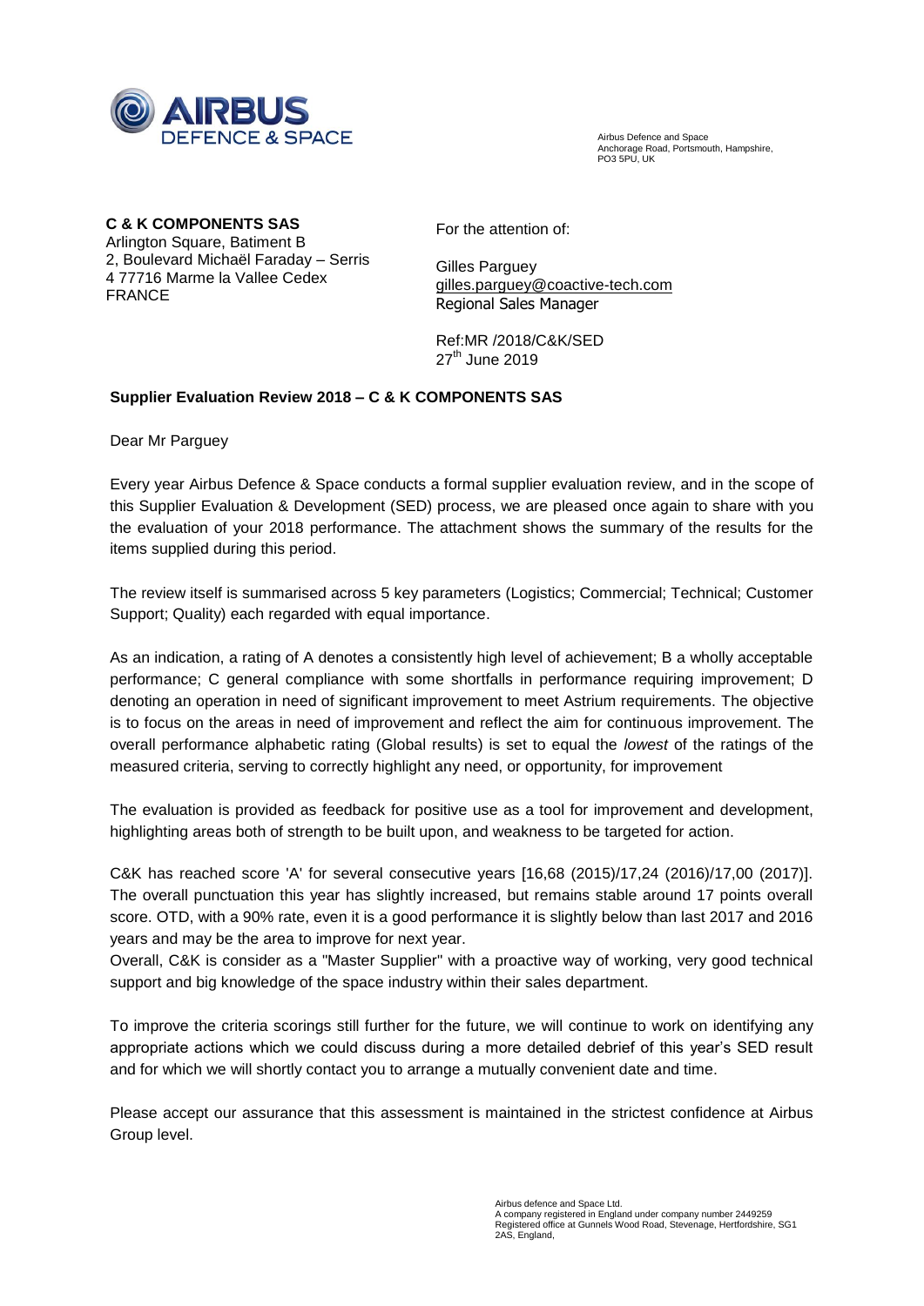AIRBUS DEFENCE & SPACE

Airbus Defence and Space
Anchorage Road, Portsmouth, Hampshire,
PO3 5PU, UK

**C & K COMPONENTS SAS**
Arlington Square, Batiment B
2, Boulevard Michaël Faraday – Serris
4 77716 Marme la Vallee Cedex
FRANCE

For the attention of:

Gilles Parguey
gilles.parguey@coactive-tech.com
Regional Sales Manager

Ref:MR /2018/C&K/SED
27th June 2019

**Supplier Evaluation Review 2018 – C & K COMPONENTS SAS**

Dear Mr Parguey

Every year Airbus Defence & Space conducts a formal supplier evaluation review, and in the scope of this Supplier Evaluation & Development (SED) process, we are pleased once again to share with you the evaluation of your 2018 performance. The attachment shows the summary of the results for the items supplied during this period.

The review itself is summarised across 5 key parameters (Logistics; Commercial; Technical; Customer Support; Quality) each regarded with equal importance.

As an indication, a rating of A denotes a consistently high level of achievement; B a wholly acceptable performance; C general compliance with some shortfalls in performance requiring improvement; D denoting an operation in need of significant improvement to meet Astrium requirements. The objective is to focus on the areas in need of improvement and reflect the aim for continuous improvement. The overall performance alphabetic rating (Global results) is set to equal the *lowest* of the ratings of the measured criteria, serving to correctly highlight any need, or opportunity, for improvement

The evaluation is provided as feedback for positive use as a tool for improvement and development, highlighting areas both of strength to be built upon, and weakness to be targeted for action.

C&K has reached score 'A' for several consecutive years [16,68 (2015)/17,24 (2016)/17,00 (2017)]. The overall punctuation this year has slightly increased, but remains stable around 17 points overall score. OTD, with a 90% rate, even it is a good performance it is slightly below than last 2017 and 2016 years and may be the area to improve for next year.
Overall, C&K is consider as a "Master Supplier" with a proactive way of working, very good technical support and big knowledge of the space industry within their sales department.

To improve the criteria scorings still further for the future, we will continue to work on identifying any appropriate actions which we could discuss during a more detailed debrief of this year's SED result and for which we will shortly contact you to arrange a mutually convenient date and time.

Please accept our assurance that this assessment is maintained in the strictest confidence at Airbus Group level.

Airbus defence and Space Ltd.
A company registered in England under company number 2449259
Registered office at Gunnels Wood Road, Stevenage, Hertfordshire, SG1 2AS, England,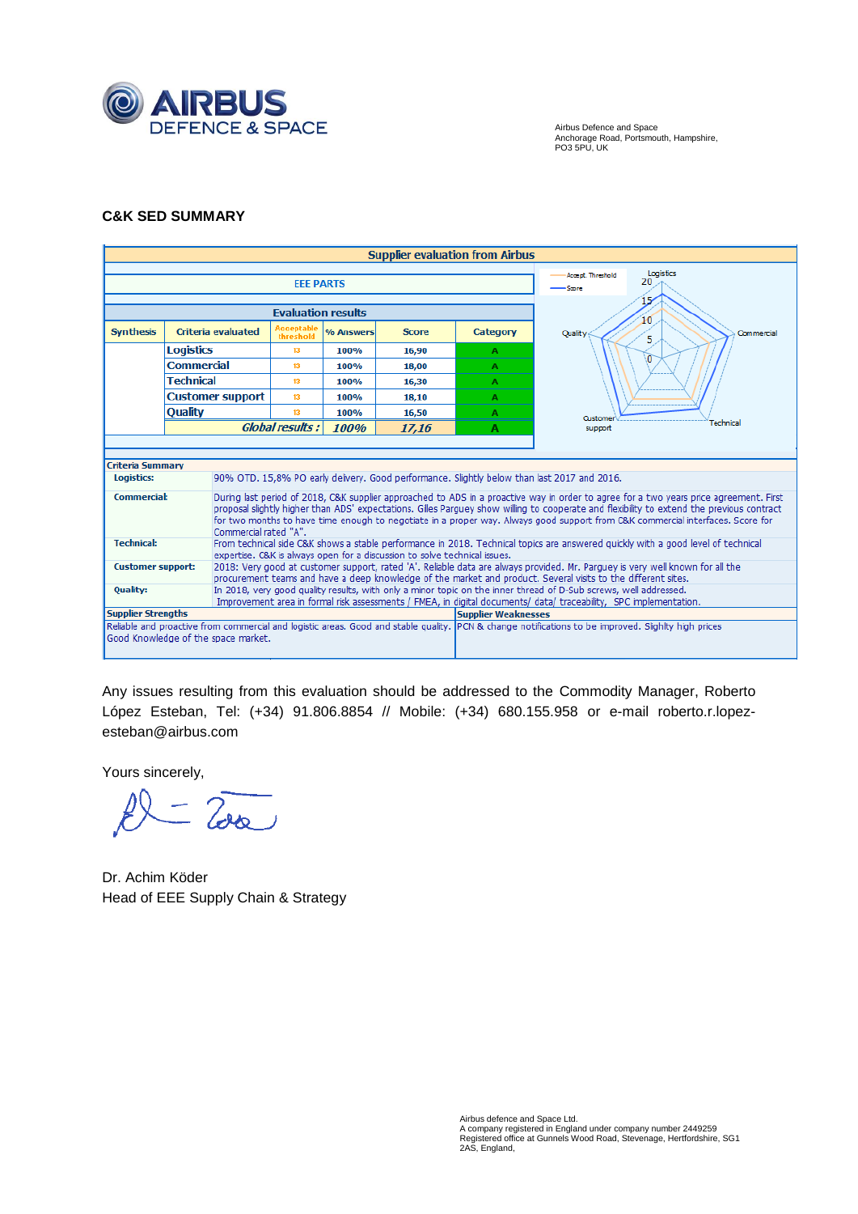Airbus Defence and Space
Anchorage Road, Portsmouth, Hampshire,
PO3 5PU, UK

## C&K SED SUMMARY

**Supplier evaluation from Airbus**

**EEE PARTS**

**Evaluation results**

| Synthesis | Criteria evaluated | Acceptable threshold | % Answers | Score | Category |
|---|---|---|---|---|---|
| | Logistics | 13 | 100% | 16,90 | A |
| | Commercial | 13 | 100% | 18,00 | A |
| | Technical | 13 | 100% | 16,30 | A |
| | Customer support | 13 | 100% | 18,10 | A |
| | Quality | 13 | 100% | 16,50 | A |
| | *Global results :* | | *100%* | *17,16* | A |

Accept. Threshold
Score
Logistics
Commercial
Technical
Customer support
Quality
20
15
10
5
0

**Criteria Summary**

| | |
|---|---|
| **Logistics:** | 90% OTD. 15,8% PO early delivery. Good performance. Slightly below than last 2017 and 2016. |
| **Commercial:** | During last period of 2018, C&K supplier approached to ADS in a proactive way in order to agree for a two years price agreement. First proposal slightly higher than ADS' expectations. Gilles Parguey show willing to cooperate and flexibility to extend the previous contract for two months to have time enough to negotiate in a proper way. Always good support from C&K commercial interfaces. Score for Commercial rated "A". |
| **Technical:** | From technical side C&K shows a stable performance in 2018. Technical topics are answered quickly with a good level of technical expertise. C&K is always open for a discussion to solve technical issues. |
| **Customer support:** | 2018: Very good at customer support, rated 'A'. Reliable data are always provided. Mr. Parguey is very well known for all the procurement teams and have a deep knowledge of the market and product. Several visits to the different sites. |
| **Quality:** | In 2018, very good quality results, with only a minor topic on the inner thread of D-Sub screws, well addressed. Improvement area in formal risk assessments / FMEA, in digital documents/ data/ traceability, SPC implementation. |

| Supplier Strengths | Supplier Weaknesses |
|---|---|
| Reliable and proactive from commercial and logistic areas. Good and stable quality. Good Knowledge of the space market. | PCN & change notifications to be improved. Slighlty high prices |

Any issues resulting from this evaluation should be addressed to the Commodity Manager, Roberto López Esteban, Tel: (+34) 91.806.8854 // Mobile: (+34) 680.155.958 or e-mail roberto.r.lopez-esteban@airbus.com

Yours sincerely,

Dr. Achim Köder
Head of EEE Supply Chain & Strategy

Airbus defence and Space Ltd.
A company registered in England under company number 2449259
Registered office at Gunnels Wood Road, Stevenage, Hertfordshire, SG1 2AS, England,